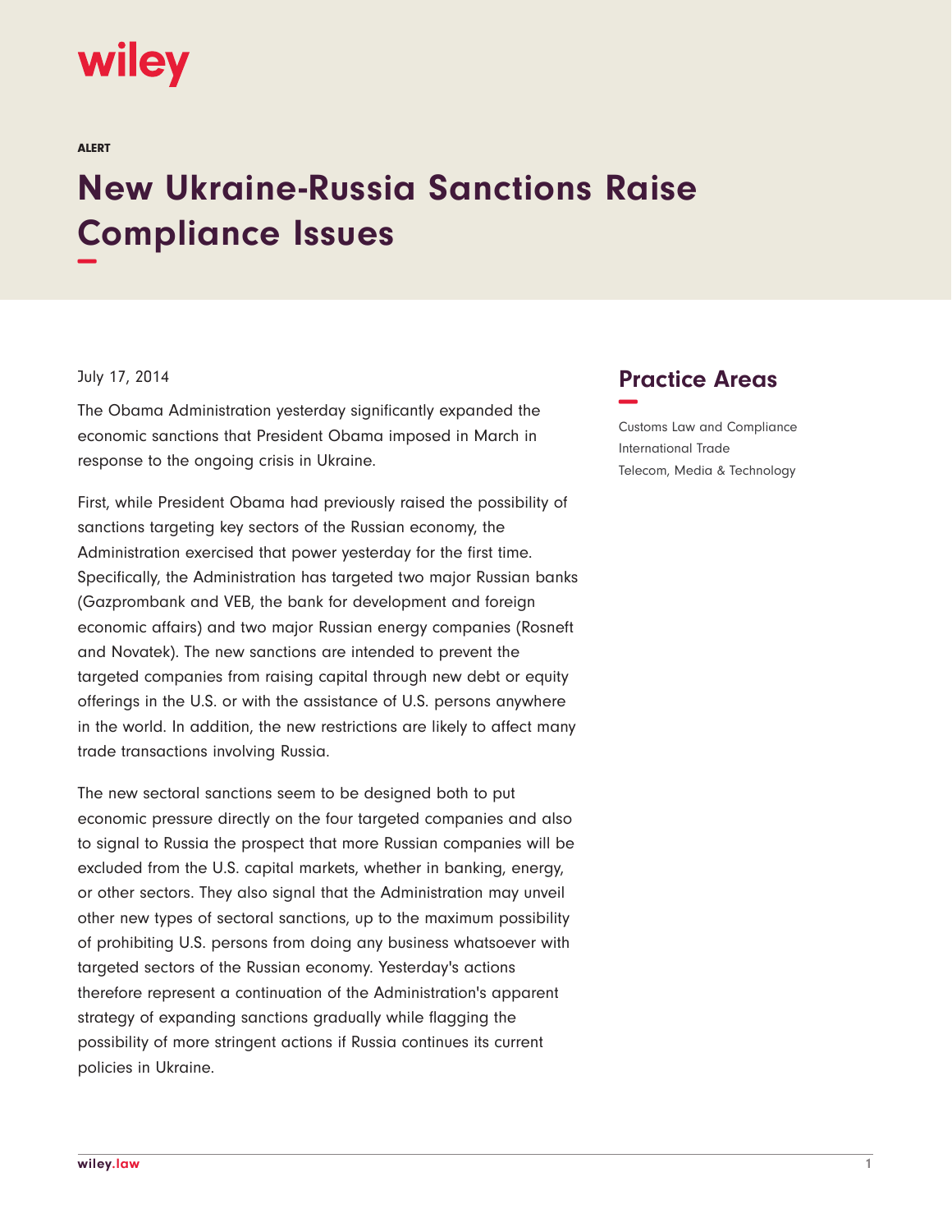wiley

ALERT

# New Ukraine-Russia Sanctions Raise Compliance Issues

July 17, 2014

The Obama Administration yesterday significantly expanded the economic sanctions that President Obama imposed in March in response to the ongoing crisis in Ukraine.

First, while President Obama had previously raised the possibility of sanctions targeting key sectors of the Russian economy, the Administration exercised that power yesterday for the first time. Specifically, the Administration has targeted two major Russian banks (Gazprombank and VEB, the bank for development and foreign economic affairs) and two major Russian energy companies (Rosneft and Novatek). The new sanctions are intended to prevent the targeted companies from raising capital through new debt or equity offerings in the U.S. or with the assistance of U.S. persons anywhere in the world. In addition, the new restrictions are likely to affect many trade transactions involving Russia.

The new sectoral sanctions seem to be designed both to put economic pressure directly on the four targeted companies and also to signal to Russia the prospect that more Russian companies will be excluded from the U.S. capital markets, whether in banking, energy, or other sectors. They also signal that the Administration may unveil other new types of sectoral sanctions, up to the maximum possibility of prohibiting U.S. persons from doing any business whatsoever with targeted sectors of the Russian economy. Yesterday's actions therefore represent a continuation of the Administration's apparent strategy of expanding sanctions gradually while flagging the possibility of more stringent actions if Russia continues its current policies in Ukraine.

## Practice Areas

Customs Law and Compliance
International Trade
Telecom, Media & Technology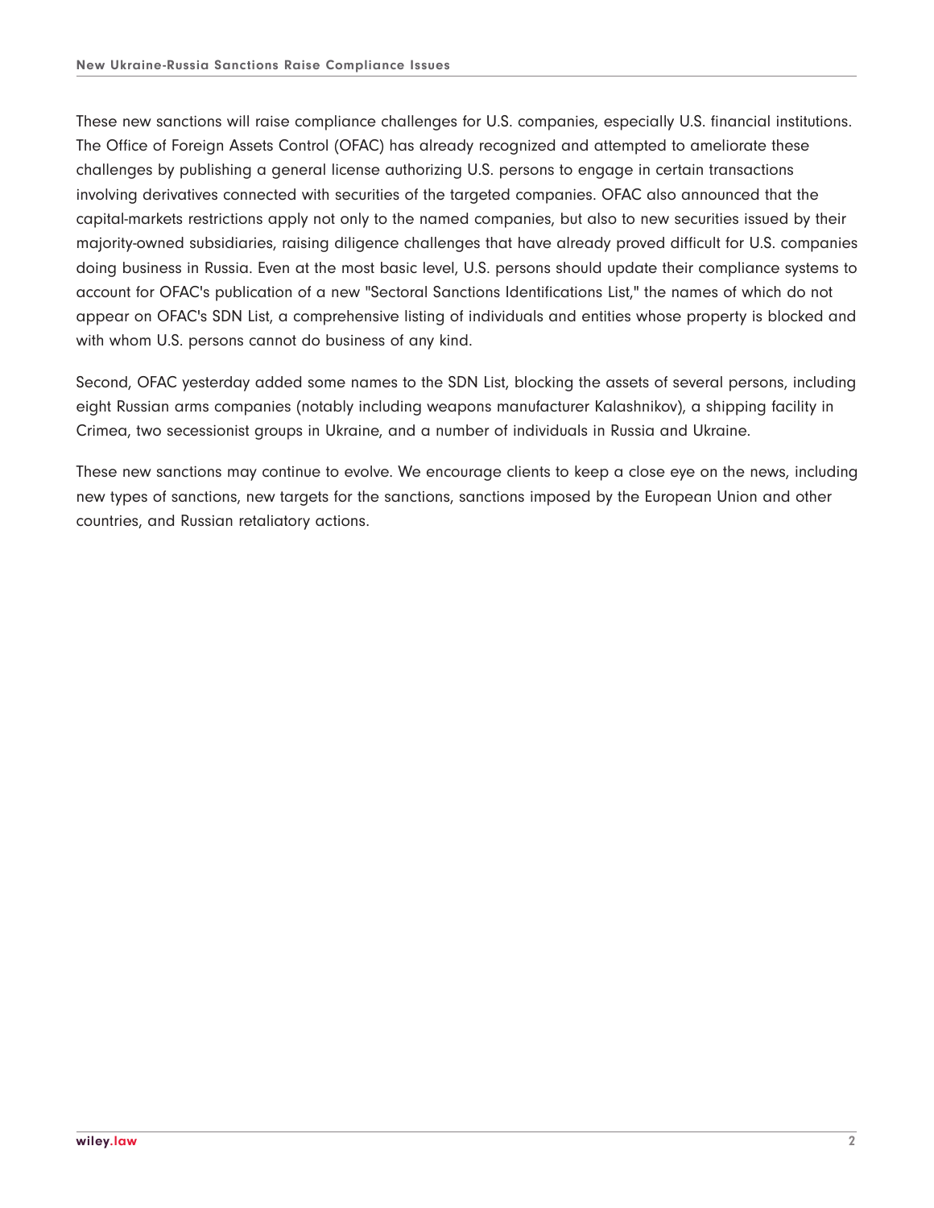These new sanctions will raise compliance challenges for U.S. companies, especially U.S. financial institutions. The Office of Foreign Assets Control (OFAC) has already recognized and attempted to ameliorate these challenges by publishing a general license authorizing U.S. persons to engage in certain transactions involving derivatives connected with securities of the targeted companies. OFAC also announced that the capital-markets restrictions apply not only to the named companies, but also to new securities issued by their majority-owned subsidiaries, raising diligence challenges that have already proved difficult for U.S. companies doing business in Russia. Even at the most basic level, U.S. persons should update their compliance systems to account for OFAC's publication of a new "Sectoral Sanctions Identifications List," the names of which do not appear on OFAC's SDN List, a comprehensive listing of individuals and entities whose property is blocked and with whom U.S. persons cannot do business of any kind.

Second, OFAC yesterday added some names to the SDN List, blocking the assets of several persons, including eight Russian arms companies (notably including weapons manufacturer Kalashnikov), a shipping facility in Crimea, two secessionist groups in Ukraine, and a number of individuals in Russia and Ukraine.

These new sanctions may continue to evolve. We encourage clients to keep a close eye on the news, including new types of sanctions, new targets for the sanctions, sanctions imposed by the European Union and other countries, and Russian retaliatory actions.